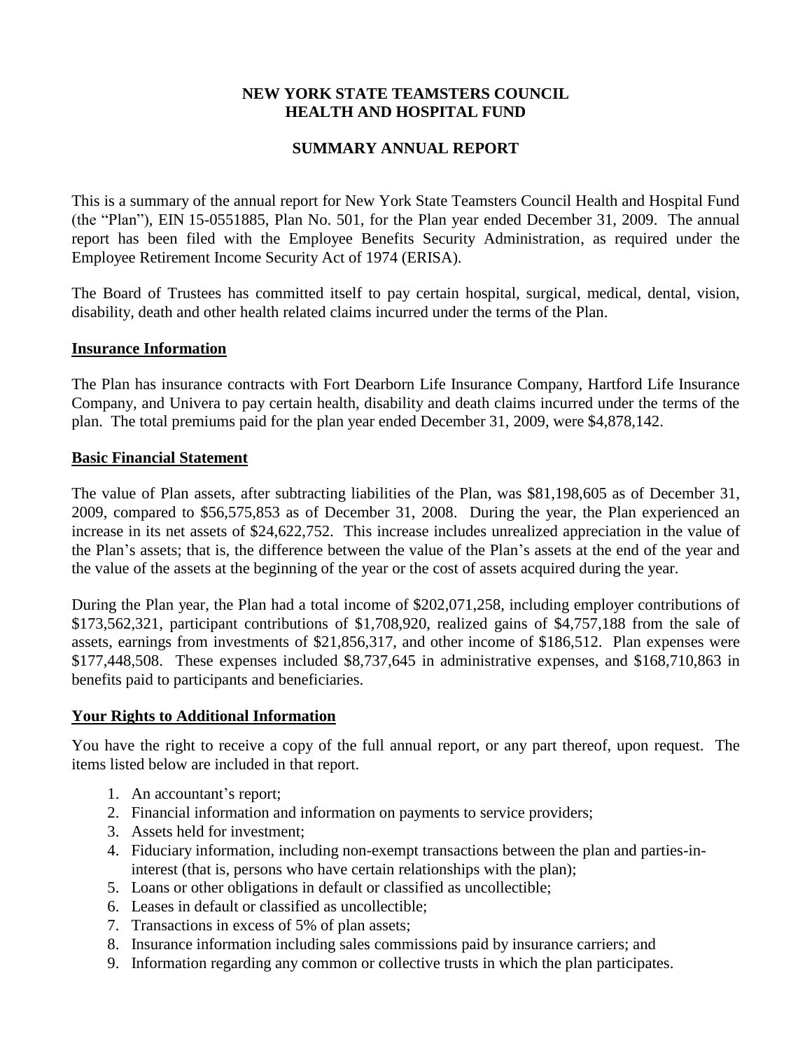# NEW YORK STATE TEAMSTERS COUNCIL HEALTH AND HOSPITAL FUND

## SUMMARY ANNUAL REPORT

This is a summary of the annual report for New York State Teamsters Council Health and Hospital Fund (the "Plan"), EIN 15-0551885, Plan No. 501, for the Plan year ended December 31, 2009. The annual report has been filed with the Employee Benefits Security Administration, as required under the Employee Retirement Income Security Act of 1974 (ERISA).

The Board of Trustees has committed itself to pay certain hospital, surgical, medical, dental, vision, disability, death and other health related claims incurred under the terms of the Plan.

### Insurance Information

The Plan has insurance contracts with Fort Dearborn Life Insurance Company, Hartford Life Insurance Company, and Univera to pay certain health, disability and death claims incurred under the terms of the plan. The total premiums paid for the plan year ended December 31, 2009, were $4,878,142.

### Basic Financial Statement

The value of Plan assets, after subtracting liabilities of the Plan, was $81,198,605 as of December 31, 2009, compared to $56,575,853 as of December 31, 2008. During the year, the Plan experienced an increase in its net assets of $24,622,752. This increase includes unrealized appreciation in the value of the Plan's assets; that is, the difference between the value of the Plan's assets at the end of the year and the value of the assets at the beginning of the year or the cost of assets acquired during the year.

During the Plan year, the Plan had a total income of $202,071,258, including employer contributions of $173,562,321, participant contributions of $1,708,920, realized gains of $4,757,188 from the sale of assets, earnings from investments of $21,856,317, and other income of $186,512. Plan expenses were $177,448,508. These expenses included $8,737,645 in administrative expenses, and $168,710,863 in benefits paid to participants and beneficiaries.

### Your Rights to Additional Information

You have the right to receive a copy of the full annual report, or any part thereof, upon request. The items listed below are included in that report.

1. An accountant's report;
2. Financial information and information on payments to service providers;
3. Assets held for investment;
4. Fiduciary information, including non-exempt transactions between the plan and parties-in-interest (that is, persons who have certain relationships with the plan);
5. Loans or other obligations in default or classified as uncollectible;
6. Leases in default or classified as uncollectible;
7. Transactions in excess of 5% of plan assets;
8. Insurance information including sales commissions paid by insurance carriers; and
9. Information regarding any common or collective trusts in which the plan participates.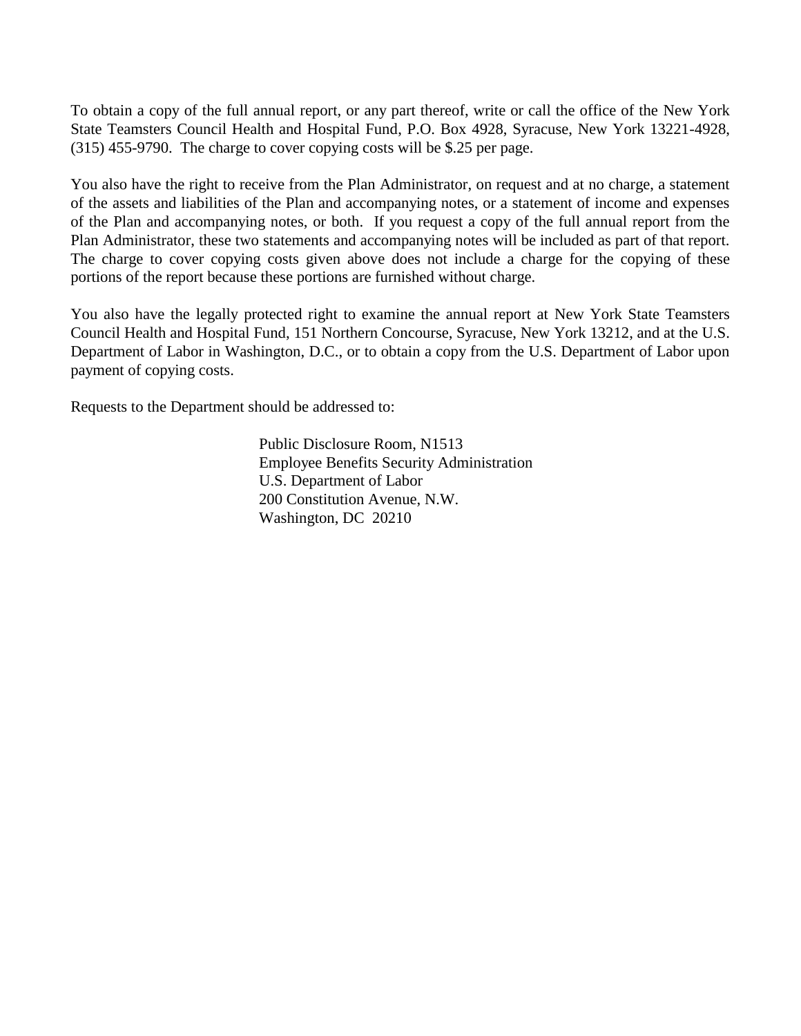To obtain a copy of the full annual report, or any part thereof, write or call the office of the New York State Teamsters Council Health and Hospital Fund, P.O. Box 4928, Syracuse, New York 13221-4928, (315) 455-9790. The charge to cover copying costs will be $.25 per page.

You also have the right to receive from the Plan Administrator, on request and at no charge, a statement of the assets and liabilities of the Plan and accompanying notes, or a statement of income and expenses of the Plan and accompanying notes, or both. If you request a copy of the full annual report from the Plan Administrator, these two statements and accompanying notes will be included as part of that report. The charge to cover copying costs given above does not include a charge for the copying of these portions of the report because these portions are furnished without charge.

You also have the legally protected right to examine the annual report at New York State Teamsters Council Health and Hospital Fund, 151 Northern Concourse, Syracuse, New York 13212, and at the U.S. Department of Labor in Washington, D.C., or to obtain a copy from the U.S. Department of Labor upon payment of copying costs.

Requests to the Department should be addressed to:

Public Disclosure Room, N1513
Employee Benefits Security Administration
U.S. Department of Labor
200 Constitution Avenue, N.W.
Washington, DC 20210